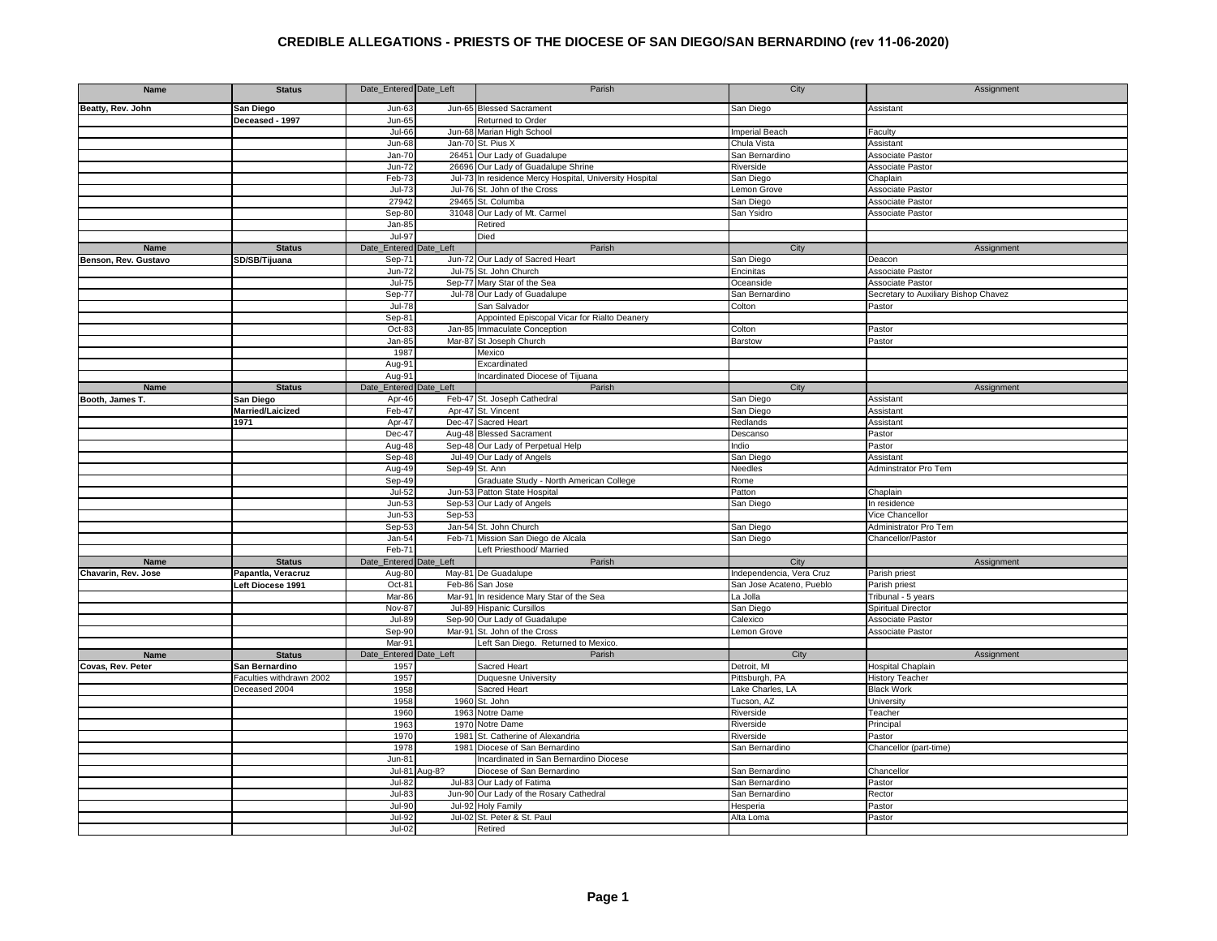# CREDIBLE ALLEGATIONS - PRIESTS OF THE DIOCESE OF SAN DIEGO/SAN BERNARDINO (rev 11-06-2020)

| Name | Status | Date_Entered | Date_Left | Parish | City | Assignment |
|---|---|---|---|---|---|---|
| **Beatty, Rev. John** | **San Diego** | Jun-63 | Jun-65 | Blessed Sacrament | San Diego | Assistant |
| | **Deceased - 1997** | Jun-65 | | Returned to Order | | |
| | | Jul-66 | Jun-68 | Marian High School | Imperial Beach | Faculty |
| | | Jun-68 | Jan-70 | St. Pius X | Chula Vista | Assistant |
| | | Jan-70 | 26451 | Our Lady of Guadalupe | San Bernardino | Associate Pastor |
| | | Jun-72 | 26696 | Our Lady of Guadalupe Shrine | Riverside | Associate Pastor |
| | | Feb-73 | Jul-73 | In residence Mercy Hospital, University Hospital | San Diego | Chaplain |
| | | Jul-73 | Jul-76 | St. John of the Cross | Lemon Grove | Associate Pastor |
| | | 27942 | 29465 | St. Columba | San Diego | Associate Pastor |
| | | Sep-80 | 31048 | Our Lady of Mt. Carmel | San Ysidro | Associate Pastor |
| | | Jan-85 | | Retired | | |
| | | Jul-97 | | Died | | |
| **Name** | **Status** | Date_Entered | Date_Left | Parish | City | Assignment |
| **Benson, Rev. Gustavo** | **SD/SB/Tijuana** | Sep-71 | Jun-72 | Our Lady of Sacred Heart | San Diego | Deacon |
| | | Jun-72 | Jul-75 | St. John Church | Encinitas | Associate Pastor |
| | | Jul-75 | Sep-77 | Mary Star of the Sea | Oceanside | Associate Pastor |
| | | Sep-77 | Jul-78 | Our Lady of Guadalupe | San Bernardino | Secretary to Auxiliary Bishop Chavez |
| | | Jul-78 | | San Salvador | Colton | Pastor |
| | | Sep-81 | | Appointed Episcopal Vicar for Rialto Deanery | | |
| | | Oct-83 | Jan-85 | Immaculate Conception | Colton | Pastor |
| | | Jan-85 | Mar-87 | St Joseph Church | Barstow | Pastor |
| | | 1987 | | Mexico | | |
| | | Aug-91 | | Excardinated | | |
| | | Aug-91 | | Incardinated Diocese of Tijuana | | |
| **Name** | **Status** | Date_Entered | Date_Left | Parish | City | Assignment |
| **Booth, James T.** | **San Diego** | Apr-46 | Feb-47 | St. Joseph Cathedral | San Diego | Assistant |
| | **Married/Laicized** | Feb-47 | Apr-47 | St. Vincent | San Diego | Assistant |
| | **1971** | Apr-47 | Dec-47 | Sacred Heart | Redlands | Assistant |
| | | Dec-47 | Aug-48 | Blessed Sacrament | Descanso | Pastor |
| | | Aug-48 | Sep-48 | Our Lady of Perpetual Help | Indio | Pastor |
| | | Sep-48 | Jul-49 | Our Lady of Angels | San Diego | Assistant |
| | | Aug-49 | Sep-49 | St. Ann | Needles | Adminstrator Pro Tem |
| | | Sep-49 | | Graduate Study - North American College | Rome | |
| | | Jul-52 | Jun-53 | Patton State Hospital | Patton | Chaplain |
| | | Jun-53 | Sep-53 | Our Lady of Angels | San Diego | In residence |
| | | Jun-53 | Sep-53 | | | Vice Chancellor |
| | | Sep-53 | Jan-54 | St. John Church | San Diego | Administrator Pro Tem |
| | | Jan-54 | Feb-71 | Mission San Diego de Alcala | San Diego | Chancellor/Pastor |
| | | Feb-71 | | Left Priesthood/ Married | | |
| **Name** | **Status** | Date_Entered | Date_Left | Parish | City | Assignment |
| **Chavarin, Rev. Jose** | **Papantla, Veracruz** | Aug-80 | May-81 | De Guadalupe | Independencia, Vera Cruz | Parish priest |
| | **Left Diocese 1991** | Oct-81 | Feb-86 | San Jose | San Jose Acateno, Pueblo | Parish priest |
| | | Mar-86 | Mar-91 | In residence Mary Star of the Sea | La Jolla | Tribunal - 5 years |
| | | Nov-87 | Jul-89 | Hispanic Cursillos | San Diego | Spiritual Director |
| | | Jul-89 | Sep-90 | Our Lady of Guadalupe | Calexico | Associate Pastor |
| | | Sep-90 | Mar-91 | St. John of the Cross | Lemon Grove | Associate Pastor |
| | | Mar-91 | | Left San Diego. Returned to Mexico. | | |
| **Name** | **Status** | Date_Entered | Date_Left | Parish | City | Assignment |
| **Covas, Rev. Peter** | **San Bernardino** | 1957 | | Sacred Heart | Detroit, MI | Hospital Chaplain |
| | Faculties withdrawn 2002 | 1957 | | Duquesne University | Pittsburgh, PA | History Teacher |
| | Deceased 2004 | 1958 | | Sacred Heart | Lake Charles, LA | Black Work |
| | | 1958 | 1960 | St. John | Tucson, AZ | University |
| | | 1960 | 1963 | Notre Dame | Riverside | Teacher |
| | | 1963 | 1970 | Notre Dame | Riverside | Principal |
| | | 1970 | 1981 | St. Catherine of Alexandria | Riverside | Pastor |
| | | 1978 | 1981 | Diocese of San Bernardino | San Bernardino | Chancellor (part-time) |
| | | Jun-81 | | Incardinated in San Bernardino Diocese | | |
| | | Jul-81 | Aug-8? | Diocese of San Bernardino | San Bernardino | Chancellor |
| | | Jul-82 | Jul-83 | Our Lady of Fatima | San Bernardino | Pastor |
| | | Jul-83 | Jun-90 | Our Lady of the Rosary Cathedral | San Bernardino | Rector |
| | | Jul-90 | Jul-92 | Holy Family | Hesperia | Pastor |
| | | Jul-92 | Jul-02 | St. Peter & St. Paul | Alta Loma | Pastor |
| | | Jul-02 | | Retired | | |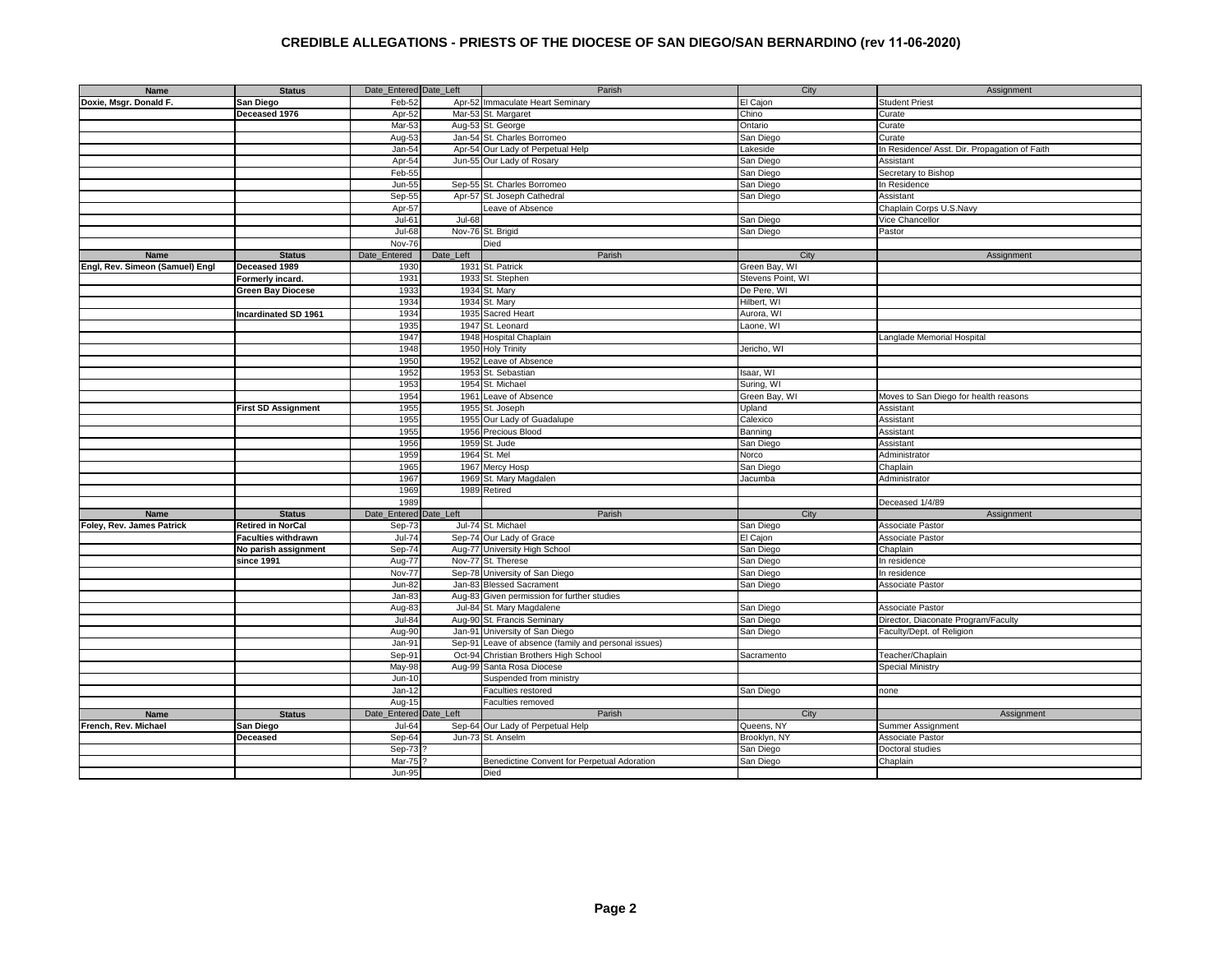# CREDIBLE ALLEGATIONS - PRIESTS OF THE DIOCESE OF SAN DIEGO/SAN BERNARDINO (rev 11-06-2020)

| Name | Status | Date_Entered | Date_Left | Parish | City | Assignment |
|---|---|---|---|---|---|---|
| Doxie, Msgr. Donald F. | San Diego | Feb-52 | Apr-52 | Immaculate Heart Seminary | El Cajon | Student Priest |
| | Deceased 1976 | Apr-52 | Mar-53 | St. Margaret | Chino | Curate |
| | | Mar-53 | Aug-53 | St. George | Ontario | Curate |
| | | Aug-53 | Jan-54 | St. Charles Borromeo | San Diego | Curate |
| | | Jan-54 | Apr-54 | Our Lady of Perpetual Help | Lakeside | In Residence/ Asst. Dir. Propagation of Faith |
| | | Apr-54 | Jun-55 | Our Lady of Rosary | San Diego | Assistant |
| | | Feb-55 | | | San Diego | Secretary to Bishop |
| | | Jun-55 | Sep-55 | St. Charles Borromeo | San Diego | In Residence |
| | | Sep-55 | Apr-57 | St. Joseph Cathedral | San Diego | Assistant |
| | | Apr-57 | | Leave of Absence | | Chaplain Corps U.S.Navy |
| | | Jul-61 | Jul-68 | | San Diego | Vice Chancellor |
| | | Jul-68 | Nov-76 | St. Brigid | San Diego | Pastor |
| | | Nov-76 | | Died | | |
| **Name** | **Status** | **Date_Entered** | **Date_Left** | **Parish** | **City** | **Assignment** |
| Engl, Rev. Simeon (Samuel) Engl | Deceased 1989 | 1930 | 1931 | St. Patrick | Green Bay, WI | |
| | Formerly incard. | 1931 | 1933 | St. Stephen | Stevens Point, WI | |
| | Green Bay Diocese | 1933 | 1934 | St. Mary | De Pere, WI | |
| | | 1934 | 1934 | St. Mary | Hilbert, WI | |
| | Incardinated SD 1961 | 1934 | 1935 | Sacred Heart | Aurora, WI | |
| | | 1935 | 1947 | St. Leonard | Laone, WI | |
| | | 1947 | 1948 | Hospital Chaplain | | Langlade Memorial Hospital |
| | | 1948 | 1950 | Holy Trinity | Jericho, WI | |
| | | 1950 | 1952 | Leave of Absence | | |
| | | 1952 | 1953 | St. Sebastian | Isaar, WI | |
| | | 1953 | 1954 | St. Michael | Suring, WI | |
| | | 1954 | 1961 | Leave of Absence | Green Bay, WI | Moves to San Diego for health reasons |
| | First SD Assignment | 1955 | 1955 | St. Joseph | Upland | Assistant |
| | | 1955 | 1955 | Our Lady of Guadalupe | Calexico | Assistant |
| | | 1955 | 1956 | Precious Blood | Banning | Assistant |
| | | 1956 | 1959 | St. Jude | San Diego | Assistant |
| | | 1959 | 1964 | St. Mel | Norco | Administrator |
| | | 1965 | 1967 | Mercy Hosp | San Diego | Chaplain |
| | | 1967 | 1969 | St. Mary Magdalen | Jacumba | Administrator |
| | | 1969 | 1989 | Retired | | |
| | | 1989 | | | | Deceased 1/4/89 |
| **Name** | **Status** | **Date_Entered** | **Date_Left** | **Parish** | **City** | **Assignment** |
| Foley, Rev. James Patrick | Retired in NorCal | Sep-73 | Jul-74 | St. Michael | San Diego | Associate Pastor |
| | Faculties withdrawn | Jul-74 | Sep-74 | Our Lady of Grace | El Cajon | Associate Pastor |
| | No parish assignment | Sep-74 | Aug-77 | University High School | San Diego | Chaplain |
| | since 1991 | Aug-77 | Nov-77 | St. Therese | San Diego | In residence |
| | | Nov-77 | Sep-78 | University of San Diego | San Diego | In residence |
| | | Jun-82 | Jan-83 | Blessed Sacrament | San Diego | Associate Pastor |
| | | Jan-83 | Aug-83 | Given permission for further studies | | |
| | | Aug-83 | Jul-84 | St. Mary Magdalene | San Diego | Associate Pastor |
| | | Jul-84 | Aug-90 | St. Francis Seminary | San Diego | Director, Diaconate Program/Faculty |
| | | Aug-90 | Jan-91 | University of San Diego | San Diego | Faculty/Dept. of Religion |
| | | Jan-91 | Sep-91 | Leave of absence (family and personal issues) | | |
| | | Sep-91 | Oct-94 | Christian Brothers High School | Sacramento | Teacher/Chaplain |
| | | May-98 | Aug-99 | Santa Rosa Diocese | | Special Ministry |
| | | Jun-10 | | Suspended from ministry | | |
| | | Jan-12 | | Faculties restored | San Diego | none |
| | | Aug-15 | | Faculties removed | | |
| **Name** | **Status** | **Date_Entered** | **Date_Left** | **Parish** | **City** | **Assignment** |
| French, Rev. Michael | San Diego | Jul-64 | Sep-64 | Our Lady of Perpetual Help | Queens, NY | Summer Assignment |
| | Deceased | Sep-64 | Jun-73 | St. Anselm | Brooklyn, NY | Associate Pastor |
| | | Sep-73 | ? | | San Diego | Doctoral studies |
| | | Mar-75 | ? | Benedictine Convent for Perpetual Adoration | San Diego | Chaplain |
| | | Jun-95 | | Died | | |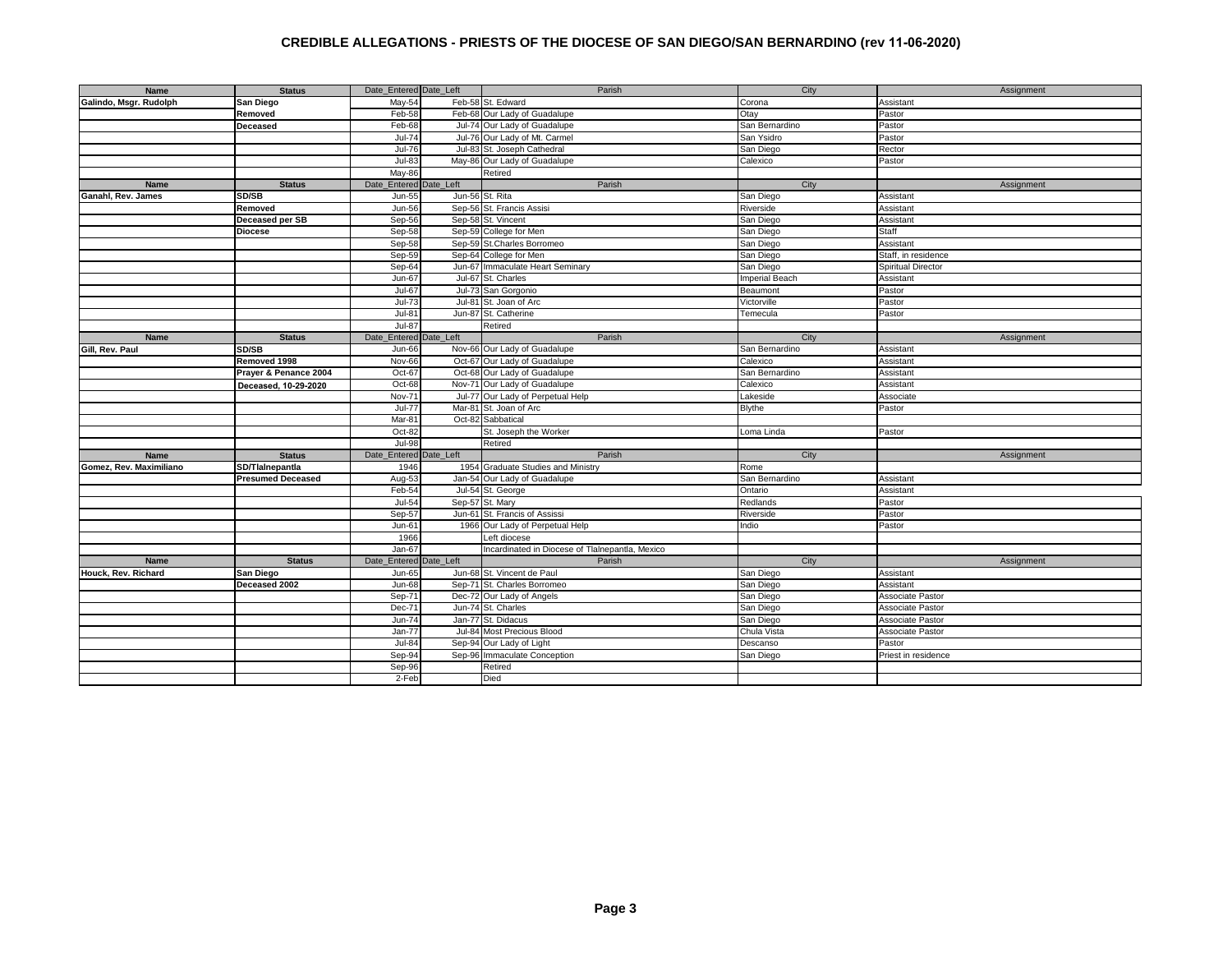# CREDIBLE ALLEGATIONS - PRIESTS OF THE DIOCESE OF SAN DIEGO/SAN BERNARDINO (rev 11-06-2020)

| Name | Status | Date_Entered | Date_Left | Parish | City | Assignment |
|---|---|---|---|---|---|---|
| Galindo, Msgr. Rudolph | San Diego | May-54 | Feb-58 | St. Edward | Corona | Assistant |
| | Removed | Feb-58 | Feb-68 | Our Lady of Guadalupe | Otay | Pastor |
| | Deceased | Feb-68 | Jul-74 | Our Lady of Guadalupe | San Bernardino | Pastor |
| | | Jul-74 | Jul-76 | Our Lady of Mt. Carmel | San Ysidro | Pastor |
| | | Jul-76 | Jul-83 | St. Joseph Cathedral | San Diego | Rector |
| | | Jul-83 | May-86 | Our Lady of Guadalupe | Calexico | Pastor |
| | | May-86 | | Retired | | |
| **Name** | **Status** | **Date_Entered** | **Date_Left** | **Parish** | **City** | **Assignment** |
| Ganahl, Rev. James | SD/SB | Jun-55 | Jun-56 | St. Rita | San Diego | Assistant |
| | Removed | Jun-56 | Sep-56 | St. Francis Assisi | Riverside | Assistant |
| | Deceased per SB | Sep-56 | Sep-58 | St. Vincent | San Diego | Assistant |
| | Diocese | Sep-58 | Sep-59 | College for Men | San Diego | Staff |
| | | Sep-58 | Sep-59 | St.Charles Borromeo | San Diego | Assistant |
| | | Sep-59 | Sep-64 | College for Men | San Diego | Staff, in residence |
| | | Sep-64 | Jun-67 | Immaculate Heart Seminary | San Diego | Spiritual Director |
| | | Jun-67 | Jul-67 | St. Charles | Imperial Beach | Assistant |
| | | Jul-67 | Jul-73 | San Gorgonio | Beaumont | Pastor |
| | | Jul-73 | Jul-81 | St. Joan of Arc | Victorville | Pastor |
| | | Jul-81 | Jun-87 | St. Catherine | Temecula | Pastor |
| | | Jul-87 | | Retired | | |
| **Name** | **Status** | **Date_Entered** | **Date_Left** | **Parish** | **City** | **Assignment** |
| Gill, Rev. Paul | SD/SB | Jun-66 | Nov-66 | Our Lady of Guadalupe | San Bernardino | Assistant |
| | Removed 1998 | Nov-66 | Oct-67 | Our Lady of Guadalupe | Calexico | Assistant |
| | Prayer & Penance 2004 | Oct-67 | Oct-68 | Our Lady of Guadalupe | San Bernardino | Assistant |
| | Deceased, 10-29-2020 | Oct-68 | Nov-71 | Our Lady of Guadalupe | Calexico | Assistant |
| | | Nov-71 | Jul-77 | Our Lady of Perpetual Help | Lakeside | Associate |
| | | Jul-77 | Mar-81 | St. Joan of Arc | Blythe | Pastor |
| | | Mar-81 | Oct-82 | Sabbatical | | |
| | | Oct-82 | | St. Joseph the Worker | Loma Linda | Pastor |
| | | Jul-98 | | Retired | | |
| **Name** | **Status** | **Date_Entered** | **Date_Left** | **Parish** | **City** | **Assignment** |
| Gomez, Rev. Maximiliano | SD/Tlalnepantla | 1946 | 1954 | Graduate Studies and Ministry | Rome | |
| | Presumed Deceased | Aug-53 | Jan-54 | Our Lady of Guadalupe | San Bernardino | Assistant |
| | | Feb-54 | Jul-54 | St. George | Ontario | Assistant |
| | | Jul-54 | Sep-57 | St. Mary | Redlands | Pastor |
| | | Sep-57 | Jun-61 | St. Francis of Assissi | Riverside | Pastor |
| | | Jun-61 | 1966 | Our Lady of Perpetual Help | Indio | Pastor |
| | | 1966 | | Left diocese | | |
| | | Jan-67 | | Incardinated in Diocese of Tlalnepantla, Mexico | | |
| **Name** | **Status** | **Date_Entered** | **Date_Left** | **Parish** | **City** | **Assignment** |
| Houck, Rev. Richard | San Diego | Jun-65 | Jun-68 | St. Vincent de Paul | San Diego | Assistant |
| | Deceased 2002 | Jun-68 | Sep-71 | St. Charles Borromeo | San Diego | Assistant |
| | | Sep-71 | Dec-72 | Our Lady of Angels | San Diego | Associate Pastor |
| | | Dec-71 | Jun-74 | St. Charles | San Diego | Associate Pastor |
| | | Jun-74 | Jan-77 | St. Didacus | San Diego | Associate Pastor |
| | | Jan-77 | Jul-84 | Most Precious Blood | Chula Vista | Associate Pastor |
| | | Jul-84 | Sep-94 | Our Lady of Light | Descanso | Pastor |
| | | Sep-94 | Sep-96 | Immaculate Conception | San Diego | Priest in residence |
| | | Sep-96 | | Retired | | |
| | | 2-Feb | | Died | | |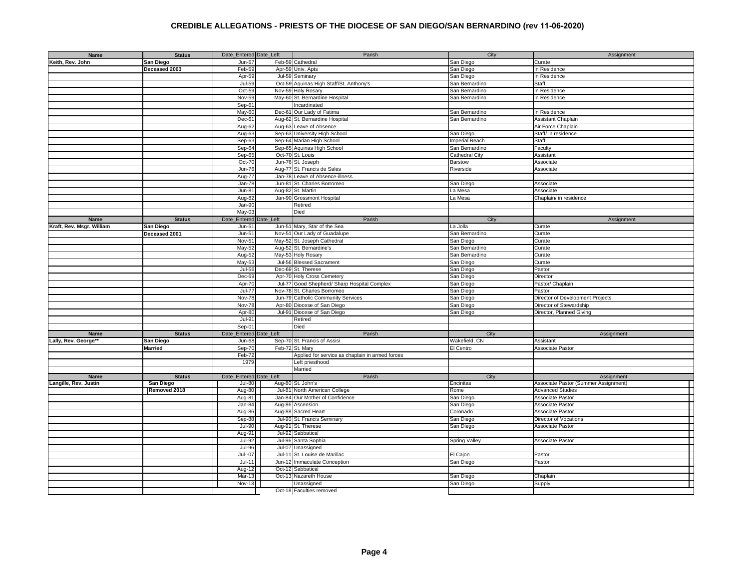# CREDIBLE ALLEGATIONS - PRIESTS OF THE DIOCESE OF SAN DIEGO/SAN BERNARDINO (rev 11-06-2020)

| Name | Status | Date_Entered | Date_Left | Parish | City | Assignment |
|---|---|---|---|---|---|---|
| Keith, Rev. John | San Diego | Jun-57 | Feb-59 | Cathedral | San Diego | Curate |
| | Deceased 2003 | Feb-59 | Apr-59 | Univ. Apts | San Diego | In Residence |
| | | Apr-59 | Jul-59 | Seminary | San Diego | In Residence |
| | | Jul-59 | Oct-59 | Aquinas High Staff/St. Anthony's | San Bernardino | Staff |
| | | Oct-59 | Nov-59 | Holy Rosary | San Bernardino | In Residence |
| | | Nov-59 | May-60 | St. Bernardine Hospital | San Bernardino | In Residence |
| | | Sep-61 | | Incardinated | | |
| | | May-60 | Dec-61 | Our Lady of Fatima | San Bernardino | In Residence |
| | | Dec-61 | Aug-62 | St. Bernardine Hospital | San Bernardino | Assistant Chaplain |
| | | Aug-62 | Aug-63 | Leave of Absence | | Air Force Chaplain |
| | | Aug-63 | Sep-63 | University High School | San Diego | Staff/ in residence |
| | | Sep-63 | Sep-64 | Marian High School | Imperial Beach | Staff |
| | | Sep-64 | Sep-65 | Aquinas High School | San Bernardino | Faculty |
| | | Sep-65 | Oct-70 | St. Louis | Cathedral City | Assistant |
| | | Oct-70 | Jun-76 | St. Joseph | Barstow | Associate |
| | | Jun-76 | Aug-77 | St. Francis de Sales | Riverside | Associate |
| | | Aug-77 | Jan-78 | Leave of Absence-illness | | |
| | | Jan-78 | Jun-81 | St. Charles Borromeo | San Diego | Associate |
| | | Jun-81 | Aug-82 | St. Martin | La Mesa | Associate |
| | | Aug-82 | Jan-90 | Grossmont Hospital | La Mesa | Chaplain/ in residence |
| | | Jan-90 | | Retired | | |
| | | May-03 | | Died | | |
| **Name** | **Status** | Date_Entered | Date_Left | Parish | City | Assignment |
| Kraft, Rev. Msgr. William | San Diego | Jun-51 | Jun-51 | Mary, Star of the Sea | La Jolla | Curate |
| | Deceased 2001 | Jun-51 | Nov-51 | Our Lady of Guadalupe | San Bernardino | Curate |
| | | Nov-51 | May-52 | St. Joseph Cathedral | San Diego | Curate |
| | | May-52 | Aug-52 | St. Bernardine's | San Bernardino | Curate |
| | | Aug-52 | May-53 | Holy Rosary | San Bernardino | Curate |
| | | May-53 | Jul-56 | Blessed Sacrament | San Diego | Curate |
| | | Jul-56 | Dec-69 | St. Therese | San Diego | Pastor |
| | | Dec-69 | Apr-70 | Holy Cross Cemetery | San Diego | Director |
| | | Apr-70 | Jul-77 | Good Shepherd/ Sharp Hospital Complex | San Diego | Pastor/ Chaplain |
| | | Jul-77 | Nov-78 | St. Charles Borromeo | San Diego | Pastor |
| | | Nov-78 | Jun-79 | Catholic Community Services | San Diego | Director of Development Projects |
| | | Nov-78 | Apr-80 | Diocese of San Diego | San Diego | Director of Stewardship |
| | | Apr-80 | Jul-91 | Diocese of San Diego | San Diego | Director, Planned Giving |
| | | Jul-91 | | Retired | | |
| | | Sep-01 | | Died | | |
| **Name** | **Status** | Date_Entered | Date_Left | Parish | City | Assignment |
| Lally, Rev. George** | San Diego | Jun-68 | Sep-70 | St. Francis of Assisi | Wakefield, CN | Assistant |
| | Married | Sep-70 | Feb-72 | St. Mary | El Centro | Associate Pastor |
| | | Feb-72 | | Applied for service as chaplain in armed forces | | |
| | | 1979 | | Left priesthood | | |
| | | | | Married | | |
| **Name** | **Status** | Date_Entered | Date_Left | Parish | City | Assignment |
| Langille, Rev. Justin | San Diego | Jul-80 | Aug-80 | St. John's | Encinitas | Associate Pastor (Summer Assignment) |
| | Removed 2018 | Aug-80 | Jul-81 | North American College | Rome | Advanced Studies |
| | | Aug-81 | Jan-84 | Our Mother of Confidence | San Diego | Associate Pastor |
| | | Jan-84 | Aug-86 | Ascension | San Diego | Associate Pastor |
| | | Aug-86 | Aug-88 | Sacred Heart | Coronado | Associate Pastor |
| | | Sep-88 | Jul-90 | St. Francis Seminary | San Diego | Director of Vocations |
| | | Jul-90 | Aug-91 | St. Therese | San Diego | Associate Pastor |
| | | Aug-91 | Jul-92 | Sabbatical | | |
| | | Jul-92 | Jul-96 | Santa Sophia | Spring Valley | Associate Pastor |
| | | Jul-96 | Jul-07 | Unassigned | | |
| | | Jul--07 | Jul-11 | St. Louise de Marillac | El Cajon | Pastor |
| | | Jul-11 | Jun-12 | Immaculate Conception | San Diego | Pastor |
| | | Aug-12 | Oct-12 | Sabbatical | | |
| | | Mar-13 | Oct-13 | Nazareth House | San Diego | Chaplain |
| | | Nov-13 | | Unassigned | San Diego | Supply |
| | | | Oct-18 | Faculties removed | | |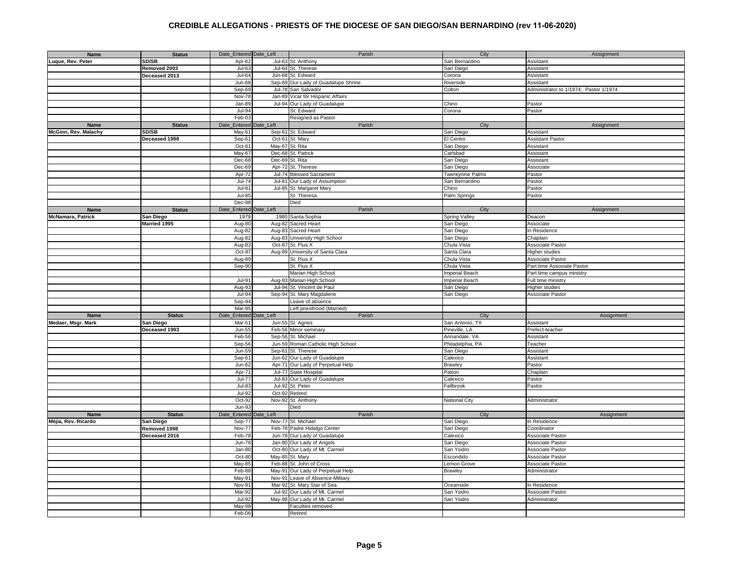# CREDIBLE ALLEGATIONS - PRIESTS OF THE DIOCESE OF SAN DIEGO/SAN BERNARDINO (rev 11-06-2020)

| Name | Status | Date_Entered | Date_Left | Parish | City | Assignment |
|---|---|---|---|---|---|---|
| Luque, Rev. Peter | SD/SB | Apr-62 | Jul-63 | St. Anthony | San Bernardino | Assistant |
| | Removed 2003 | Jul-63 | Jul-64 | St. Therese | San Diego | Assistant |
| | Deceased 2013 | Jul-64 | Jun-68 | St. Edward | Corona | Assistant |
| | | Jun-68 | Sep-69 | Our Lady of Guadalupe Shrine | Riverside | Assistant |
| | | Sep-69 | Jul-78 | San Salvador | Colton | Administrator to 1/1974; Pastor 1/1974 |
| | | Nov-78 | Jan-89 | Vicar for Hispanic Affairs | | |
| | | Jan-89 | Jul-94 | Our Lady of Guadalupe | Chino | Pastor |
| | | Jul-94 | | St. Edward | Corona | Pastor |
| | | Feb-03 | | Resigned as Pastor | | |
| Name | Status | Date_Entered | Date_Left | Parish | City | Assignment |
| McGinn, Rev. Malachy | SD/SB | May-61 | Sep-61 | St. Edward | San Diego | Assistant |
| | Deceased 1998 | Sep-61 | Oct-61 | St. Mary | El Centro | Assistant Pastor |
| | | Oct-61 | May-67 | St. Rita | San Diego | Assistant |
| | | May-67 | Dec-68 | St. Patrick | Carlsbad | Assistant |
| | | Dec-68 | Dec-69 | St. Rita | San Diego | Assistant |
| | | Dec-69 | Apr-72 | St. Therese | San Diego | Associate |
| | | Apr-72 | Jul-74 | Blessed Sacrament | Twentynine Palms | Pastor |
| | | Jul-74 | Jul-81 | Our Lady of Assumption | San Bernardino | Pastor |
| | | Jul-81 | Jul-85 | St. Margaret Mary | Chino | Pastor |
| | | Jul-85 | | St. Theresa | Palm Springs | Pastor |
| | | Dec-98 | | Died | | |
| Name | Status | Date_Entered | Date_Left | Parish | City | Assignment |
| McNamara, Patrick | San Diego | 1979 | 1980 | Santa Sophia | Spring Valley | Deacon |
| | Married 1995 | Aug-80 | Aug-82 | Sacred Heart | San Diego | Associate |
| | | Aug-82 | Aug-83 | Sacred Heart | San Diego | In Residence |
| | | Aug-82 | Aug-83 | University High School | San Diego | Chaplain |
| | | Aug-83 | Oct-87 | St. Pius X | Chula Vista | Associate Pastor |
| | | Oct-87 | Aug-89 | University of Santa Clara | Santa Clara | Higher studies |
| | | Aug-89 | | St. Pius X | Chula Vista | Associate Pastor |
| | | Sep-90 | | St. Pius X | Chula Vista | Part time Associate Pastor |
| | | | | Marian High School | Imperial Beach | Part time campus ministry |
| | | Jul-91 | Aug-93 | Marian High School | Imperial Beach | Full time ministry |
| | | Aug-93 | Jul-94 | St. Vincent de Paul | San Diego | Higher studies |
| | | Jul-94 | Sep-94 | St. Mary Magdalene | San Diego | Associate Pastor |
| | | Sep-94 | | Leave of absence | | |
| | | Mar-95 | | Left priesthood (Married) | | |
| Name | Status | Date_Entered | Date_Left | Parish | City | Assignment |
| Medaer, Msgr. Mark | San Diego | Mar-51 | Jun-55 | St. Agnes | San Antonio, TX | Assistant |
| | Deceased 1993 | Jun-55 | Feb-56 | Minor seminary | Pineville, LA | Prefect-teacher |
| | | Feb-56 | Sep-56 | St. Michael | Annandale, VA | Assistant |
| | | Sep-56 | Jun-59 | Roman Catholic High School | Philadelphia, PA | Teacher |
| | | Jun-59 | Sep-61 | St. Therese | San Diego | Assistant |
| | | Sep-61 | Jun-62 | Our Lady of Guadalupe | Calexico | Assistant |
| | | Jun-62 | Apr-71 | Our Lady of Perpetual Help | Brawley | Pastor |
| | | Apr-71 | Jul-77 | State Hospital | Patton | Chaplain |
| | | Jul-77 | Jul-83 | Our Lady of Guadalupe | Calexico | Pastor |
| | | Jul-83 | Jul-92 | St. Peter | Fallbrook | Pastor |
| | | Jul-92 | Oct-92 | Retired | | |
| | | Oct-92 | Nov-92 | St. Anthony | National City | Administrator |
| | | Jun-93 | | Died | | |
| Name | Status | Date_Entered | Date_Left | Parish | City | Assignment |
| Mejia, Rev. Ricardo | San Diego | Sep-77 | Nov-77 | St. Michael | San Diego | In Residence |
| | Removed 1998 | Nov-77 | Feb-78 | Padre Hidalgo Center | San Diego | Coordinator |
| | Deceased 2016 | Feb-78 | Jun-78 | Our Lady of Guadalupe | Calexico | Associate Pastor |
| | | Jun-78 | Jan-80 | Our Lady of Angels | San Diego | Associate Pastor |
| | | Jan-80 | Oct-80 | Our Lady of Mt. Carmel | San Ysidro | Associate Pastor |
| | | Oct-80 | May-85 | St. Mary | Escondido | Associate Pastor |
| | | May-85 | Feb-88 | St. John of Cross | Lemon Grove | Associate Pastor |
| | | Feb-88 | May-91 | Our Lady of Perpetual Help | Brawley | Administrator |
| | | May-91 | Nov-91 | Leave of Absence-Military | | |
| | | Nov-91 | Mar-92 | St. Mary Star of Sea | Oceanside | In Residence |
| | | Mar-92 | Jul-92 | Our Lady of Mt. Carmel | San Ysidro | Associate Pastor |
| | | Jul-92 | May-98 | Our Lady of Mt. Carmel | San Ysidro | Administrator |
| | | May-98 | | Faculties removed | | |
| | | Feb-06 | | Retired | | |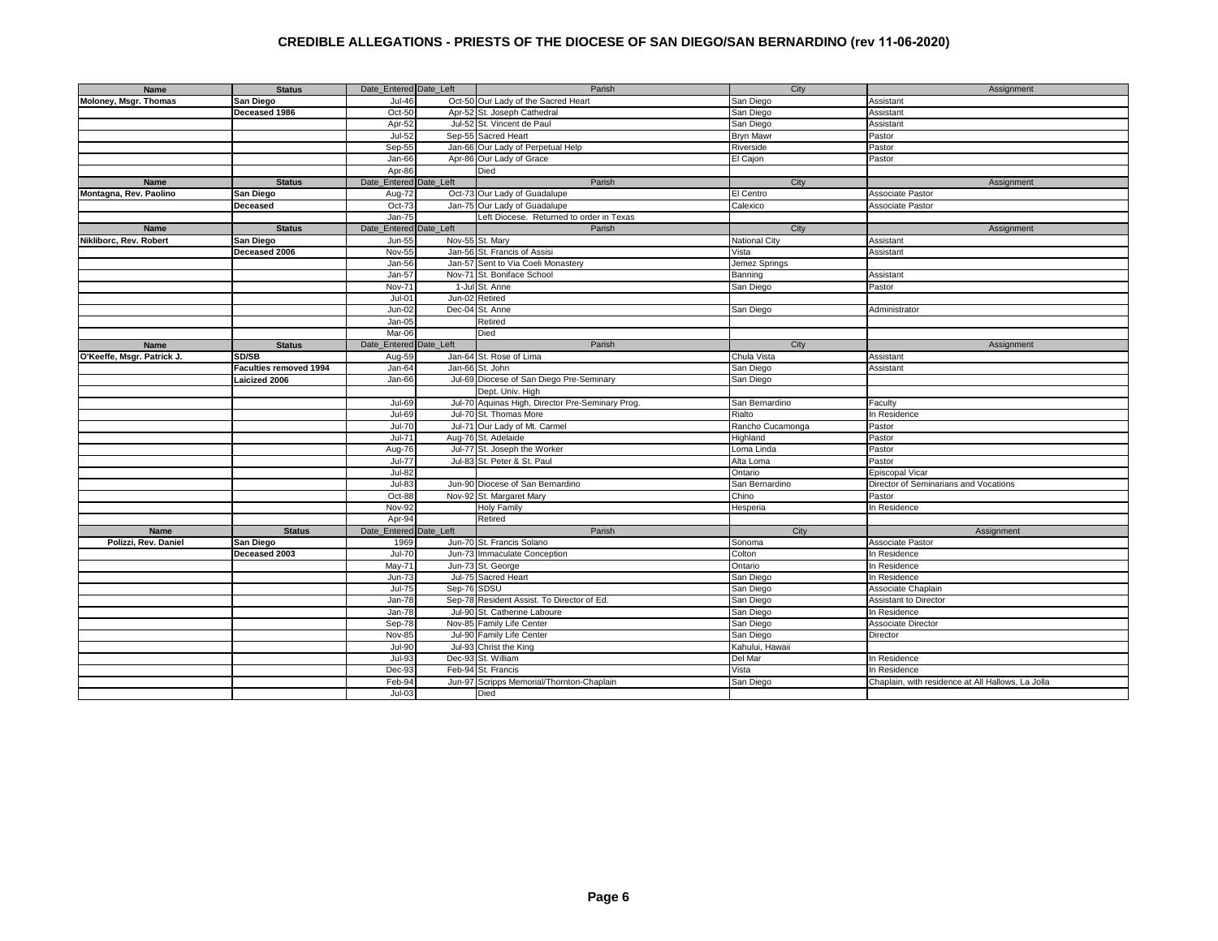# CREDIBLE ALLEGATIONS - PRIESTS OF THE DIOCESE OF SAN DIEGO/SAN BERNARDINO (rev 11-06-2020)

| Name | Status | Date_Entered | Date_Left | Parish | City | Assignment |
|---|---|---|---|---|---|---|
| **Moloney, Msgr. Thomas** | **San Diego** | Jul-46 | Oct-50 | Our Lady of the Sacred Heart | San Diego | Assistant |
| | **Deceased 1986** | Oct-50 | Apr-52 | St. Joseph Cathedral | San Diego | Assistant |
| | | Apr-52 | Jul-52 | St. Vincent de Paul | San Diego | Assistant |
| | | Jul-52 | Sep-55 | Sacred Heart | Bryn Mawr | Pastor |
| | | Sep-55 | Jan-66 | Our Lady of Perpetual Help | Riverside | Pastor |
| | | Jan-66 | Apr-86 | Our Lady of Grace | El Cajon | Pastor |
| | | Apr-86 | | Died | | |
| **Name** | **Status** | Date_Entered | Date_Left | Parish | City | Assignment |
| **Montagna, Rev. Paolino** | **San Diego** | Aug-72 | Oct-73 | Our Lady of Guadalupe | El Centro | Associate Pastor |
| | **Deceased** | Oct-73 | Jan-75 | Our Lady of Guadalupe | Calexico | Associate Pastor |
| | | Jan-75 | | Left Diocese. Returned to order in Texas | | |
| **Name** | **Status** | Date_Entered | Date_Left | Parish | City | Assignment |
| **Nikliborc, Rev. Robert** | **San Diego** | Jun-55 | Nov-55 | St. Mary | National City | Assistant |
| | **Deceased 2006** | Nov-55 | Jan-56 | St. Francis of Assisi | Vista | Assistant |
| | | Jan-56 | Jan-57 | Sent to Via Coeli Monastery | Jemez Springs | |
| | | Jan-57 | Nov-71 | St. Boniface School | Banning | Assistant |
| | | Nov-71 | 1-Jul | St. Anne | San Diego | Pastor |
| | | Jul-01 | Jun-02 | Retired | | |
| | | Jun-02 | Dec-04 | St. Anne | San Diego | Administrator |
| | | Jan-05 | | Retired | | |
| | | Mar-06 | | Died | | |
| **Name** | **Status** | Date_Entered | Date_Left | Parish | City | Assignment |
| **O'Keeffe, Msgr. Patrick J.** | **SD/SB** | Aug-59 | Jan-64 | St. Rose of Lima | Chula Vista | Assistant |
| | **Faculties removed 1994** | Jan-64 | Jan-66 | St. John | San Diego | Assistant |
| | **Laicized 2006** | Jan-66 | Jul-69 | Diocese of San Diego Pre-Seminary | San Diego | |
| | | | | Dept. Univ. High | | |
| | | Jul-69 | Jul-70 | Aquinas High, Director Pre-Seminary Prog. | San Bernardino | Faculty |
| | | Jul-69 | Jul-70 | St. Thomas More | Rialto | In Residence |
| | | Jul-70 | Jul-71 | Our Lady of Mt. Carmel | Rancho Cucamonga | Pastor |
| | | Jul-71 | Aug-76 | St. Adelaide | Highland | Pastor |
| | | Aug-76 | Jul-77 | St. Joseph the Worker | Loma Linda | Pastor |
| | | Jul-77 | Jul-83 | St. Peter & St. Paul | Alta Loma | Pastor |
| | | Jul-82 | | | Ontario | Episcopal Vicar |
| | | Jul-83 | Jun-90 | Diocese of San Bernardino | San Bernardino | Director of Seminarians and Vocations |
| | | Oct-88 | Nov-92 | St. Margaret Mary | Chino | Pastor |
| | | Nov-92 | | Holy Family | Hesperia | In Residence |
| | | Apr-94 | | Retired | | |
| **Name** | **Status** | Date_Entered | Date_Left | Parish | City | Assignment |
| **Polizzi, Rev. Daniel** | **San Diego** | 1969 | Jun-70 | St. Francis Solano | Sonoma | Associate Pastor |
| | **Deceased 2003** | Jul-70 | Jun-73 | Immaculate Conception | Colton | In Residence |
| | | May-71 | Jun-73 | St. George | Ontario | In Residence |
| | | Jun-73 | Jul-75 | Sacred Heart | San Diego | In Residence |
| | | Jul-75 | Sep-76 | SDSU | San Diego | Associate Chaplain |
| | | Jan-78 | Sep-78 | Resident Assist. To Director of Ed. | San Diego | Assistant to Director |
| | | Jan-78 | Jul-90 | St. Catherine Laboure | San Diego | In Residence |
| | | Sep-78 | Nov-85 | Family Life Center | San Diego | Associate Director |
| | | Nov-85 | Jul-90 | Family Life Center | San Diego | Director |
| | | Jul-90 | Jul-93 | Christ the King | Kahului, Hawaii | |
| | | Jul-93 | Dec-93 | St. William | Del Mar | In Residence |
| | | Dec-93 | Feb-94 | St. Francis | Vista | In Residence |
| | | Feb-94 | Jun-97 | Scripps Memorial/Thornton-Chaplain | San Diego | Chaplain, with residence at All Hallows, La Jolla |
| | | Jul-03 | | Died | | |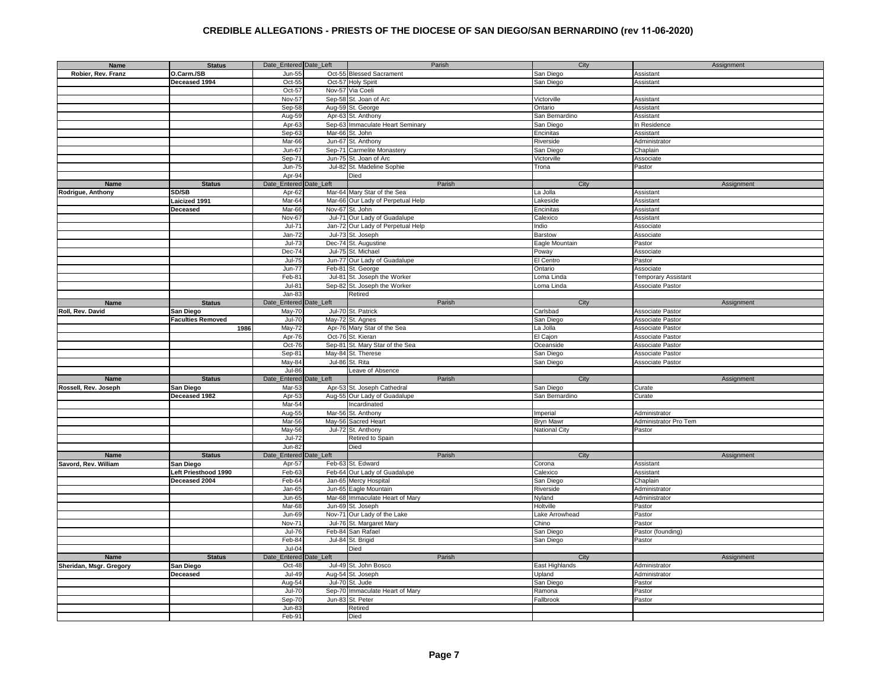# CREDIBLE ALLEGATIONS - PRIESTS OF THE DIOCESE OF SAN DIEGO/SAN BERNARDINO (rev 11-06-2020)

| Name | Status | Date_Entered | Date_Left | Parish | City | Assignment |
|---|---|---|---|---|---|---|
| Robier, Rev. Franz | O.Carm./SB | Jun-55 | Oct-55 | Blessed Sacrament | San Diego | Assistant |
| | Deceased 1994 | Oct-55 | Oct-57 | Holy Spirit | San Diego | Assistant |
| | | Oct-57 | Nov-57 | Via Coeli | | |
| | | Nov-57 | Sep-58 | St. Joan of Arc | Victorville | Assistant |
| | | Sep-58 | Aug-59 | St. George | Ontario | Assistant |
| | | Aug-59 | Apr-63 | St. Anthony | San Bernardino | Assistant |
| | | Apr-63 | Sep-63 | Immaculate Heart Seminary | San Diego | In Residence |
| | | Sep-63 | Mar-66 | St. John | Encinitas | Assistant |
| | | Mar-66 | Jun-67 | St. Anthony | Riverside | Administrator |
| | | Jun-67 | Sep-71 | Carmelite Monastery | San Diego | Chaplain |
| | | Sep-71 | Jun-75 | St. Joan of Arc | Victorville | Associate |
| | | Jun-75 | Jul-82 | St. Madeline Sophie | Trona | Pastor |
| | | Apr-94 | | Died | | |
| **Name** | **Status** | **Date_Entered** | **Date_Left** | **Parish** | **City** | **Assignment** |
| Rodrigue, Anthony | SD/SB | Apr-62 | Mar-64 | Mary Star of the Sea | La Jolla | Assistant |
| | Laicized 1991 | Mar-64 | Mar-66 | Our Lady of Perpetual Help | Lakeside | Assistant |
| | Deceased | Mar-66 | Nov-67 | St. John | Encinitas | Assistant |
| | | Nov-67 | Jul-71 | Our Lady of Guadalupe | Calexico | Assistant |
| | | Jul-71 | Jan-72 | Our Lady of Perpetual Help | Indio | Associate |
| | | Jan-72 | Jul-73 | St. Joseph | Barstow | Associate |
| | | Jul-73 | Dec-74 | St. Augustine | Eagle Mountain | Pastor |
| | | Dec-74 | Jul-75 | St. Michael | Poway | Associate |
| | | Jul-75 | Jun-77 | Our Lady of Guadalupe | El Centro | Pastor |
| | | Jun-77 | Feb-81 | St. George | Ontario | Associate |
| | | Feb-81 | Jul-81 | St. Joseph the Worker | Loma Linda | Temporary Assistant |
| | | Jul-81 | Sep-82 | St. Joseph the Worker | Loma Linda | Associate Pastor |
| | | Jan-83 | | Retired | | |
| **Name** | **Status** | **Date_Entered** | **Date_Left** | **Parish** | **City** | **Assignment** |
| Roll, Rev. David | San Diego | May-70 | Jul-70 | St. Patrick | Carlsbad | Associate Pastor |
| | Faculties Removed | Jul-70 | May-72 | St. Agnes | San Diego | Associate Pastor |
| | 1986 | May-72 | Apr-76 | Mary Star of the Sea | La Jolla | Associate Pastor |
| | | Apr-76 | Oct-76 | St. Kieran | El Cajon | Associate Pastor |
| | | Oct-76 | Sep-81 | St. Mary Star of the Sea | Oceanside | Associate Pastor |
| | | Sep-81 | May-84 | St. Therese | San Diego | Associate Pastor |
| | | May-84 | Jul-86 | St. Rita | San Diego | Associate Pastor |
| | | Jul-86 | | Leave of Absence | | |
| **Name** | **Status** | **Date_Entered** | **Date_Left** | **Parish** | **City** | **Assignment** |
| Rossell, Rev. Joseph | San Diego | Mar-53 | Apr-53 | St. Joseph Cathedral | San Diego | Curate |
| | Deceased 1982 | Apr-53 | Aug-55 | Our Lady of Guadalupe | San Bernardino | Curate |
| | | Mar-54 | | Incardinated | | |
| | | Aug-55 | Mar-56 | St. Anthony | Imperial | Administrator |
| | | Mar-56 | May-56 | Sacred Heart | Bryn Mawr | Administrator Pro Tem |
| | | May-56 | Jul-72 | St. Anthony | National City | Pastor |
| | | Jul-72 | | Retired to Spain | | |
| | | Jun-82 | | Died | | |
| **Name** | **Status** | **Date_Entered** | **Date_Left** | **Parish** | **City** | **Assignment** |
| Savord, Rev. William | San Diego | Apr-57 | Feb-63 | St. Edward | Corona | Assistant |
| | Left Priesthood 1990 | Feb-63 | Feb-64 | Our Lady of Guadalupe | Calexico | Assistant |
| | Deceased 2004 | Feb-64 | Jan-65 | Mercy Hospital | San Diego | Chaplain |
| | | Jan-65 | Jun-65 | Eagle Mountain | Riverside | Administrator |
| | | Jun-65 | Mar-68 | Immaculate Heart of Mary | Nyland | Administrator |
| | | Mar-68 | Jun-69 | St. Joseph | Holtville | Pastor |
| | | Jun-69 | Nov-71 | Our Lady of the Lake | Lake Arrowhead | Pastor |
| | | Nov-71 | Jul-76 | St. Margaret Mary | Chino | Pastor |
| | | Jul-76 | Feb-84 | San Rafael | San Diego | Pastor (founding) |
| | | Feb-84 | Jul-84 | St. Brigid | San Diego | Pastor |
| | | Jul-04 | | Died | | |
| **Name** | **Status** | **Date_Entered** | **Date_Left** | **Parish** | **City** | **Assignment** |
| Sheridan, Msgr. Gregory | San Diego | Oct-48 | Jul-49 | St. John Bosco | East Highlands | Administrator |
| | Deceased | Jul-49 | Aug-54 | St. Joseph | Upland | Administrator |
| | | Aug-54 | Jul-70 | St. Jude | San Diego | Pastor |
| | | Jul-70 | Sep-70 | Immaculate Heart of Mary | Ramona | Pastor |
| | | Sep-70 | Jun-83 | St. Peter | Fallbrook | Pastor |
| | | Jun-83 | | Retired | | |
| | | Feb-91 | | Died | | |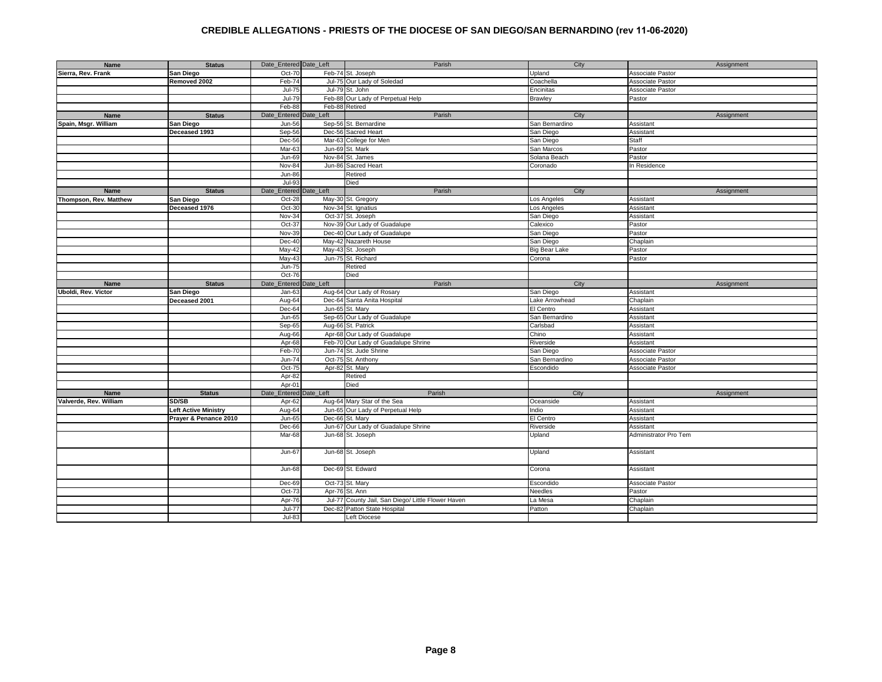# CREDIBLE ALLEGATIONS - PRIESTS OF THE DIOCESE OF SAN DIEGO/SAN BERNARDINO (rev 11-06-2020)

| Name | Status | Date_Entered | Date_Left | Parish | City | Assignment |
|---|---|---|---|---|---|---|
| Sierra, Rev. Frank | San Diego | Oct-70 | Feb-74 | St. Joseph | Upland | Associate Pastor |
| | Removed 2002 | Feb-74 | Jul-75 | Our Lady of Soledad | Coachella | Associate Pastor |
| | | Jul-75 | Jul-79 | St. John | Encinitas | Associate Pastor |
| | | Jul-79 | Feb-88 | Our Lady of Perpetual Help | Brawley | Pastor |
| | | Feb-88 | Feb-88 | Retired | | |
| **Name** | **Status** | **Date_Entered** | **Date_Left** | **Parish** | **City** | **Assignment** |
| Spain, Msgr. William | San Diego | Jun-56 | Sep-56 | St. Bernardine | San Bernardino | Assistant |
| | Deceased 1993 | Sep-56 | Dec-56 | Sacred Heart | San Diego | Assistant |
| | | Dec-56 | Mar-63 | College for Men | San Diego | Staff |
| | | Mar-63 | Jun-69 | St. Mark | San Marcos | Pastor |
| | | Jun-69 | Nov-84 | St. James | Solana Beach | Pastor |
| | | Nov-84 | Jun-86 | Sacred Heart | Coronado | In Residence |
| | | Jun-86 | | Retired | | |
| | | Jul-93 | | Died | | |
| **Name** | **Status** | **Date_Entered** | **Date_Left** | **Parish** | **City** | **Assignment** |
| Thompson, Rev. Matthew | San Diego | Oct-28 | May-30 | St. Gregory | Los Angeles | Assistant |
| | Deceased 1976 | Oct-30 | Nov-34 | St. Ignatius | Los Angeles | Assistant |
| | | Nov-34 | Oct-37 | St. Joseph | San Diego | Assistant |
| | | Oct-37 | Nov-39 | Our Lady of Guadalupe | Calexico | Pastor |
| | | Nov-39 | Dec-40 | Our Lady of Guadalupe | San Diego | Pastor |
| | | Dec-40 | May-42 | Nazareth House | San Diego | Chaplain |
| | | May-42 | May-43 | St. Joseph | Big Bear Lake | Pastor |
| | | May-43 | Jun-75 | St. Richard | Corona | Pastor |
| | | Jun-75 | | Retired | | |
| | | Oct-76 | | Died | | |
| **Name** | **Status** | **Date_Entered** | **Date_Left** | **Parish** | **City** | **Assignment** |
| Uboldi, Rev. Victor | San Diego | Jan-63 | Aug-64 | Our Lady of Rosary | San Diego | Assistant |
| | Deceased 2001 | Aug-64 | Dec-64 | Santa Anita Hospital | Lake Arrowhead | Chaplain |
| | | Dec-64 | Jun-65 | St. Mary | El Centro | Assistant |
| | | Jun-65 | Sep-65 | Our Lady of Guadalupe | San Bernardino | Assistant |
| | | Sep-65 | Aug-66 | St. Patrick | Carlsbad | Assistant |
| | | Aug-66 | Apr-68 | Our Lady of Guadalupe | Chino | Assistant |
| | | Apr-68 | Feb-70 | Our Lady of Guadalupe Shrine | Riverside | Assistant |
| | | Feb-70 | Jun-74 | St. Jude Shrine | San Diego | Associate Pastor |
| | | Jun-74 | Oct-75 | St. Anthony | San Bernardino | Associate Pastor |
| | | Oct-75 | Apr-82 | St. Mary | Escondido | Associate Pastor |
| | | Apr-82 | | Retired | | |
| | | Apr-01 | | Died | | |
| **Name** | **Status** | **Date_Entered** | **Date_Left** | **Parish** | **City** | **Assignment** |
| Valverde, Rev. William | SD/SB | Apr-62 | Aug-64 | Mary Star of the Sea | Oceanside | Assistant |
| | Left Active Ministry | Aug-64 | Jun-65 | Our Lady of Perpetual Help | Indio | Assistant |
| | Prayer & Penance 2010 | Jun-65 | Dec-66 | St. Mary | El Centro | Assistant |
| | | Dec-66 | Jun-67 | Our Lady of Guadalupe Shrine | Riverside | Assistant |
| | | Mar-68 | Jun-68 | St. Joseph | Upland | Administrator Pro Tem |
| | | Jun-67 | Jun-68 | St. Joseph | Upland | Assistant |
| | | Jun-68 | Dec-69 | St. Edward | Corona | Assistant |
| | | Dec-69 | Oct-73 | St. Mary | Escondido | Associate Pastor |
| | | Oct-73 | Apr-76 | St. Ann | Needles | Pastor |
| | | Apr-76 | Jul-77 | County Jail, San Diego/ Little Flower Haven | La Mesa | Chaplain |
| | | Jul-77 | Dec-82 | Patton State Hospital | Patton | Chaplain |
| | | Jul-83 | | Left Diocese | | |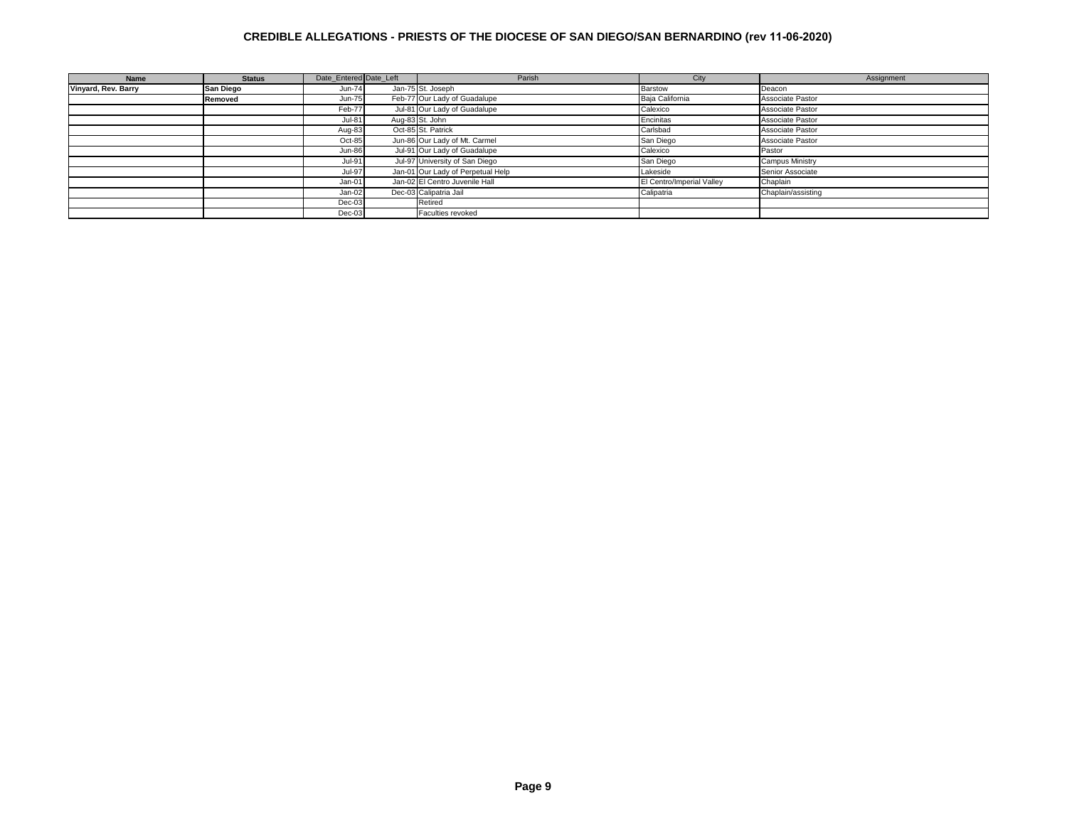# CREDIBLE ALLEGATIONS - PRIESTS OF THE DIOCESE OF SAN DIEGO/SAN BERNARDINO (rev 11-06-2020)

| Name | Status | Date_Entered | Date_Left | Parish | City | Assignment |
|---|---|---|---|---|---|---|
| **Vinyard, Rev. Barry** | **San Diego** | Jun-74 | Jan-75 | St. Joseph | Barstow | Deacon |
| | **Removed** | Jun-75 | Feb-77 | Our Lady of Guadalupe | Baja California | Associate Pastor |
| | | Feb-77 | Jul-81 | Our Lady of Guadalupe | Calexico | Associate Pastor |
| | | Jul-81 | Aug-83 | St. John | Encinitas | Associate Pastor |
| | | Aug-83 | Oct-85 | St. Patrick | Carlsbad | Associate Pastor |
| | | Oct-85 | Jun-86 | Our Lady of Mt. Carmel | San Diego | Associate Pastor |
| | | Jun-86 | Jul-91 | Our Lady of Guadalupe | Calexico | Pastor |
| | | Jul-91 | Jul-97 | University of San Diego | San Diego | Campus Ministry |
| | | Jul-97 | Jan-01 | Our Lady of Perpetual Help | Lakeside | Senior Associate |
| | | Jan-01 | Jan-02 | El Centro Juvenile Hall | El Centro/Imperial Valley | Chaplain |
| | | Jan-02 | Dec-03 | Calipatria Jail | Calipatria | Chaplain/assisting |
| | | Dec-03 | | Retired | | |
| | | Dec-03 | | Faculties revoked | | |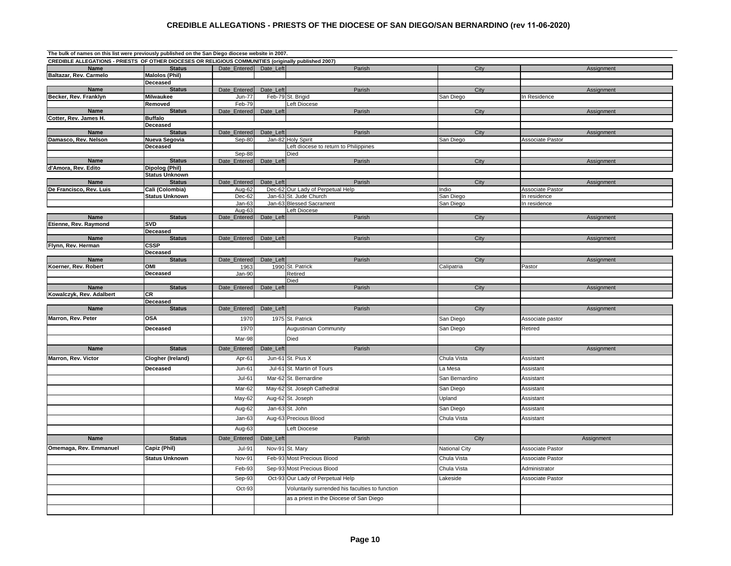# CREDIBLE ALLEGATIONS - PRIESTS OF THE DIOCESE OF SAN DIEGO/SAN BERNARDINO (rev 11-06-2020)

**The bulk of names on this list were previously published on the San Diego diocese website in 2007.**

**CREDIBLE ALLEGATIONS - PRIESTS OF OTHER DIOCESES OR RELIGIOUS COMMUNITIES (originally published 2007)**

| Name | Status | Date_Entered | Date_Left | Parish | City | Assignment |
|---|---|---|---|---|---|---|
| **Baltazar, Rev. Carmelo** | **Malolos (Phil)** | | | | | |
| | **Deceased** | | | | | |
| **Name** | **Status** | Date_Entered | Date_Left | Parish | City | Assignment |
| **Becker, Rev. Franklyn** | **Milwaukee** | Jun-77 | Feb-79 | St. Brigid | San Diego | In Residence |
| | **Removed** | Feb-79 | | Left Diocese | | |
| **Name** | **Status** | Date_Entered | Date_Left | Parish | City | Assignment |
| **Cotter, Rev. James H.** | **Buffalo** | | | | | |
| | **Deceased** | | | | | |
| **Name** | **Status** | Date_Entered | Date_Left | Parish | City | Assignment |
| **Damasco, Rev. Nelson** | **Nueva Segovia** | Sep-80 | Jan-82 | Holy Spirit | San Diego | Associate Pastor |
| | **Deceased** | | | Left diocese to return to Philippines | | |
| | | Sep-88 | | Died | | |
| **Name** | **Status** | Date_Entered | Date_Left | Parish | City | Assignment |
| **d'Amora, Rev. Edito** | **Dipolog (Phil)** | | | | | |
| | **Status Unknown** | | | | | |
| **Name** | **Status** | Date_Entered | Date_Left | Parish | City | Assignment |
| **De Francisco, Rev. Luis** | **Cali (Colombia)** | Aug-62 | Dec-62 | Our Lady of Perpetual Help | Indio | Associate Pastor |
| | **Status Unknown** | Dec-62 | Jan-63 | St. Jude Church | San Diego | In residence |
| | | Jan-63 | Jan-63 | Blessed Sacrament | San Diego | In residence |
| | | Aug-63 | | Left Diocese | | |
| **Name** | **Status** | Date_Entered | Date_Left | Parish | City | Assignment |
| **Etienne, Rev. Raymond** | **SVD** | | | | | |
| | **Deceased** | | | | | |
| **Name** | **Status** | Date_Entered | Date_Left | Parish | City | Assignment |
| **Flynn, Rev. Herman** | **CSSP** | | | | | |
| | **Deceased** | | | | | |
| **Name** | **Status** | Date_Entered | Date_Left | Parish | City | Assignment |
| **Koerner, Rev. Robert** | **OMI** | 1963 | 1990 | St. Patrick | Calipatria | Pastor |
| | **Deceased** | Jan-90 | | Retired | | |
| | | | | Died | | |
| **Name** | **Status** | Date_Entered | Date_Left | Parish | City | Assignment |
| **Kowalczyk, Rev. Adalbert** | **CR** | | | | | |
| | **Deceased** | | | | | |
| **Name** | **Status** | Date_Entered | Date_Left | Parish | City | Assignment |
| **Marron, Rev. Peter** | **OSA** | 1970 | 1975 | St. Patrick | San Diego | Associate pastor |
| | **Deceased** | 1970 | | Augustinian Community | San Diego | Retired |
| | | Mar-98 | | Died | | |
| **Name** | **Status** | Date_Entered | Date_Left | Parish | City | Assignment |
| **Marron, Rev. Victor** | **Clogher (Ireland)** | Apr-61 | Jun-61 | St. Pius X | Chula Vista | Assistant |
| | **Deceased** | Jun-61 | Jul-61 | St. Martin of Tours | La Mesa | Assistant |
| | | Jul-61 | Mar-62 | St. Bernardine | San Bernardino | Assistant |
| | | Mar-62 | May-62 | St. Joseph Cathedral | San Diego | Assistant |
| | | May-62 | Aug-62 | St. Joseph | Upland | Assistant |
| | | Aug-62 | Jan-63 | St. John | San Diego | Assistant |
| | | Jan-63 | Aug-63 | Precious Blood | Chula Vista | Assistant |
| | | Aug-63 | | Left Diocese | | |
| **Name** | **Status** | Date_Entered | Date_Left | Parish | City | Assignment |
| **Omemaga, Rev. Emmanuel** | **Capiz (Phil)** | Jul-91 | Nov-91 | St. Mary | National City | Associate Pastor |
| | **Status Unknown** | Nov-91 | Feb-93 | Most Precious Blood | Chula Vista | Associate Pastor |
| | | Feb-93 | Sep-93 | Most Precious Blood | Chula Vista | Administrator |
| | | Sep-93 | Oct-93 | Our Lady of Perpetual Help | Lakeside | Associate Pastor |
| | | Oct-93 | | Voluntarily surrended his faculties to function | | |
| | | | | as a priest in the Diocese of San Diego | | |